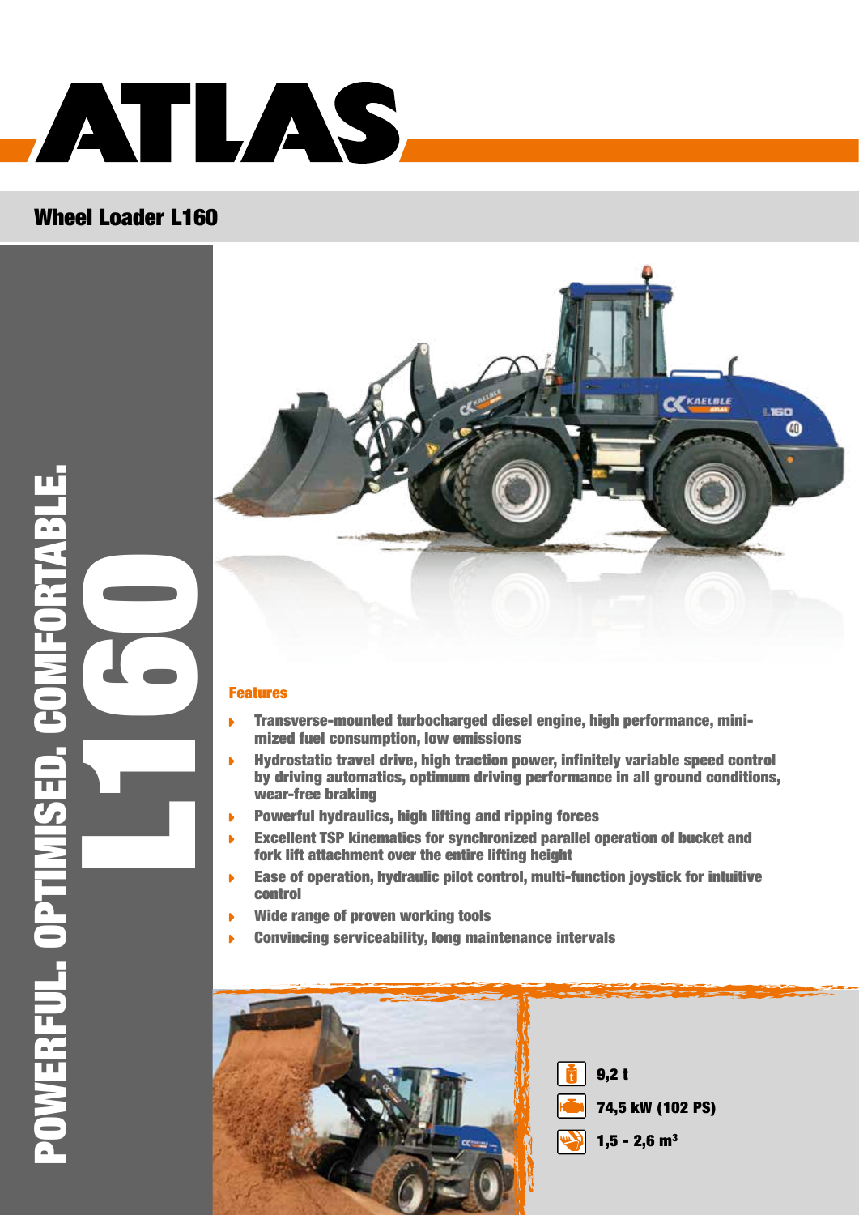# ATLAS

## Wheel Loader L160

**POWERFUL. OPTIMISED. COMFORTABLE.**

**L160**

### Features

- Transverse-mounted turbocharged diesel engine, high performance, minimized fuel consumption, low emissions
- Hydrostatic travel drive, high traction power, infinitely variable speed control by driving automatics, optimum driving performance in all ground conditions, wear-free braking
- Powerful hydraulics, high lifting and ripping forces
- Excellent TSP kinematics for synchronized parallel operation of bucket and fork lift attachment over the entire lifting height
- Ease of operation, hydraulic pilot control, multi-function joystick for intuitive control
- Wide range of proven working tools
- Convincing serviceability, long maintenance intervals

**9,2 t**

**74,5 kW (102 PS)**

**1,5 - 2,6 m³**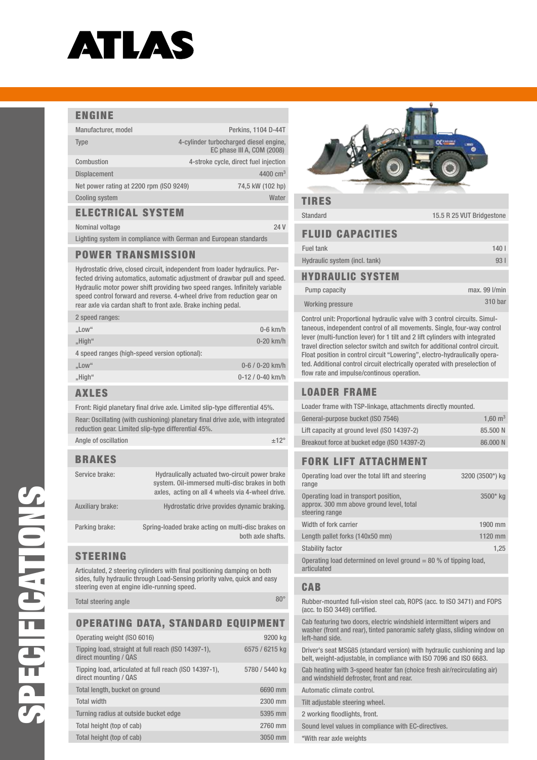# ATLAS

# SPECIFICATIONS

## ENGINE

| | |
|---|---|
| Manufacturer, model | Perkins, 1104 D-44T |
| Type | 4-cylinder turbocharged diesel engine, EC phase III A, COM (2008) |
| Combustion | 4-stroke cycle, direct fuel injection |
| Displacement | 4400 cm$^3$ |
| Net power rating at 2200 rpm (ISO 9249) | 74,5 kW (102 hp) |
| Cooling system | Water |

## ELECTRICAL SYSTEM

| | |
|---|---|
| Nominal voltage | 24 V |

Lighting system in compliance with German and European standards

## POWER TRANSMISSION

Hydrostatic drive, closed circuit, independent from loader hydraulics. Perfected driving automatics, automatic adjustment of drawbar pull and speed. Hydraulic motor power shift providing two speed ranges. Infinitely variable speed control forward and reverse. 4-wheel drive from reduction gear on rear axle via cardan shaft to front axle. Brake inching pedal.

| | |
|---|---|
| 2 speed ranges: | |
| „Low“ | 0-6 km/h |
| „High“ | 0-20 km/h |
| 4 speed ranges (high-speed version optional): | |
| „Low“ | 0-6 / 0-20 km/h |
| „High“ | 0-12 / 0-40 km/h |

## AXLES

Front: Rigid planetary final drive axle. Limited slip-type differential 45%.

Rear: Oscillating (with cushioning) planetary final drive axle, with integrated reduction gear. Limited slip-type differential 45%.

| | |
|---|---|
| Angle of oscillation | ±12° |

## BRAKES

| | |
|---|---|
| Service brake: | Hydraulically actuated two-circuit power brake system. Oil-immersed multi-disc brakes in both axes, acting on all 4 wheels via 4-wheel drive. |
| Auxiliary brake: | Hydrostatic drive provides dynamic braking. |
| Parking brake: | Spring-loaded brake acting on multi-disc brakes on both axle shafts. |

## STEERING

Articulated, 2 steering cylinders with final positioning damping on both sides, fully hydraulic through Load-Sensing priority valve, quick and easy steering even at engine idle-running speed.

| | |
|---|---|
| Total steering angle | 80° |

## OPERATING DATA, STANDARD EQUIPMENT

| | |
|---|---|
| Operating weight (ISO 6016) | 9200 kg |
| Tipping load, straight at full reach (ISO 14397-1), direct mounting / QAS | 6575 / 6215 kg |
| Tipping load, articulated at full reach (ISO 14397-1), direct mounting / QAS | 5780 / 5440 kg |
| Total length, bucket on ground | 6690 mm |
| Total width | 2300 mm |
| Turning radius at outside bucket edge | 5395 mm |
| Total height (top of cab) | 2760 mm |
| Total height (top of cab) | 3050 mm |

## TIRES

| | |
|---|---|
| Standard | 15.5 R 25 VUT Bridgestone |

## FLUID CAPACITIES

| | |
|---|---|
| Fuel tank | 140 l |
| Hydraulic system (incl. tank) | 93 l |

## HYDRAULIC SYSTEM

| | |
|---|---|
| Pump capacity | max. 99 l/min |
| Working pressure | 310 bar |

Control unit: Proportional hydraulic valve with 3 control circuits. Simultaneous, independent control of all movements. Single, four-way control lever (multi-function lever) for 1 tilt and 2 lift cylinders with integrated travel direction selector switch and switch for additional control circuit. Float position in control circuit “Lowering”, electro-hydraulically operated. Additional control circuit electrically operated with preselection of flow rate and impulse/continous operation.

## LOADER FRAME

Loader frame with TSP-linkage, attachments directly mounted.

| | |
|---|---|
| General-purpose bucket (ISO 7546) | 1,60 m$^3$ |
| Lift capacity at ground level (ISO 14397-2) | 85.500 N |
| Breakout force at bucket edge (ISO 14397-2) | 86.000 N |

## FORK LIFT ATTACHMENT

| | |
|---|---|
| Operating load over the total lift and steering range | 3200 (3500*) kg |
| Operating load in transport position, approx. 300 mm above ground level, total steering range | 3500* kg |
| Width of fork carrier | 1900 mm |
| Length pallet forks (140x50 mm) | 1120 mm |
| Stability factor | 1,25 |

Operating load determined on level ground = 80 % of tipping load, articulated

## CAB

Rubber-mounted full-vision steel cab, ROPS (acc. to ISO 3471) and FOPS (acc. to ISO 3449) certified.

Cab featuring two doors, electric windshield intermittent wipers and washer (front and rear), tinted panoramic safety glass, sliding window on left-hand side.

Driver's seat MSG85 (standard version) with hydraulic cushioning and lap belt, weight-adjustable, in compliance with ISO 7096 and ISO 6683.

Cab heating with 3-speed heater fan (choice fresh air/recirculating air) and windshield defroster, front and rear.

Automatic climate control.

Tilt adjustable steering wheel.

2 working floodlights, front.

Sound level values in compliance with EC-directives.

*With rear axle weights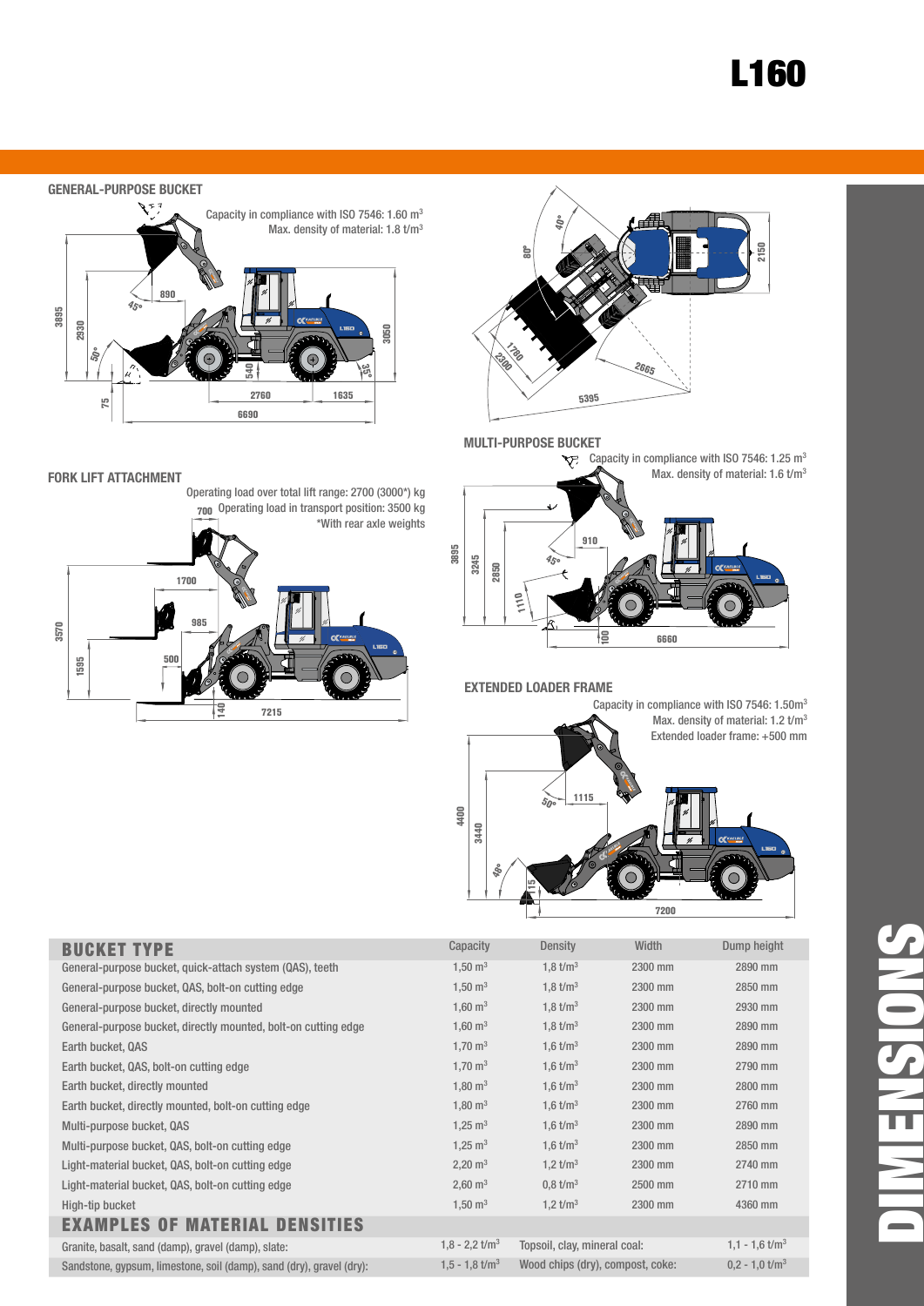# L160

## DIMENSIONS

### GENERAL-PURPOSE BUCKET

Capacity in compliance with ISO 7546: 1.60 $m^3$
Max. density of material: 1.8 $t/m^3$

### FORK LIFT ATTACHMENT

Operating load over total lift range: 2700 (3000*) kg
Operating load in transport position: 3500 kg
*With rear axle weights

### MULTI-PURPOSE BUCKET

Capacity in compliance with ISO 7546: 1.25 $m^3$
Max. density of material: 1.6 $t/m^3$

### EXTENDED LOADER FRAME

Capacity in compliance with ISO 7546: 1.50$m^3$
Max. density of material: 1.2 $t/m^3$
Extended loader frame: +500 mm

| BUCKET TYPE | Capacity | Density | Width | Dump height |
|---|---|---|---|---|
| General-purpose bucket, quick-attach system (QAS), teeth | 1,50 $m^3$ | 1,8 $t/m^3$ | 2300 mm | 2890 mm |
| General-purpose bucket, QAS, bolt-on cutting edge | 1,50 $m^3$ | 1,8 $t/m^3$ | 2300 mm | 2850 mm |
| General-purpose bucket, directly mounted | 1,60 $m^3$ | 1,8 $t/m^3$ | 2300 mm | 2930 mm |
| General-purpose bucket, directly mounted, bolt-on cutting edge | 1,60 $m^3$ | 1,8 $t/m^3$ | 2300 mm | 2890 mm |
| Earth bucket, QAS | 1,70 $m^3$ | 1,6 $t/m^3$ | 2300 mm | 2890 mm |
| Earth bucket, QAS, bolt-on cutting edge | 1,70 $m^3$ | 1,6 $t/m^3$ | 2300 mm | 2790 mm |
| Earth bucket, directly mounted | 1,80 $m^3$ | 1,6 $t/m^3$ | 2300 mm | 2800 mm |
| Earth bucket, directly mounted, bolt-on cutting edge | 1,80 $m^3$ | 1,6 $t/m^3$ | 2300 mm | 2760 mm |
| Multi-purpose bucket, QAS | 1,25 $m^3$ | 1,6 $t/m^3$ | 2300 mm | 2890 mm |
| Multi-purpose bucket, QAS, bolt-on cutting edge | 1,25 $m^3$ | 1,6 $t/m^3$ | 2300 mm | 2850 mm |
| Light-material bucket, QAS, bolt-on cutting edge | 2,20 $m^3$ | 1,2 $t/m^3$ | 2300 mm | 2740 mm |
| Light-material bucket, QAS, bolt-on cutting edge | 2,60 $m^3$ | 0,8 $t/m^3$ | 2500 mm | 2710 mm |
| High-tip bucket | 1,50 $m^3$ | 1,2 $t/m^3$ | 2300 mm | 4360 mm |

| EXAMPLES OF MATERIAL DENSITIES | | | |
|---|---|---|---|
| Granite, basalt, sand (damp), gravel (damp), slate: | 1,8 - 2,2 $t/m^3$ | Topsoil, clay, mineral coal: | 1,1 - 1,6 $t/m^3$ |
| Sandstone, gypsum, limestone, soil (damp), sand (dry), gravel (dry): | 1,5 - 1,8 $t/m^3$ | Wood chips (dry), compost, coke: | 0,2 - 1,0 $t/m^3$ |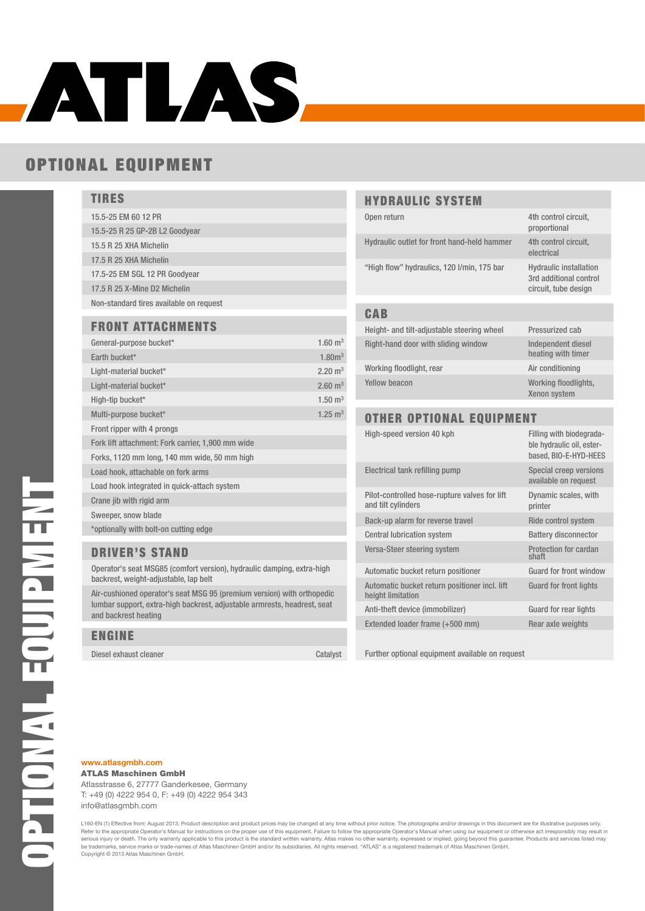# ATLAS

## OPTIONAL EQUIPMENT

### TIRES

- 15.5-25 EM 60 12 PR
- 15.5-25 R 25 GP-2B L2 Goodyear
- 15.5 R 25 XHA Michelin
- 17.5 R 25 XHA Michelin
- 17.5-25 EM SGL 12 PR Goodyear
- 17.5 R 25 X-Mine D2 Michelin
- Non-standard tires available on request

### FRONT ATTACHMENTS

| | |
|---|---|
| General-purpose bucket* | 1.60 m³ |
| Earth bucket* | 1.80m³ |
| Light-material bucket* | 2.20 m³ |
| Light-material bucket* | 2.60 m³ |
| High-tip bucket* | 1.50 m³ |
| Multi-purpose bucket* | 1.25 m³ |
| Front ripper with 4 prongs | |
| Fork lift attachment: Fork carrier, 1,900 mm wide | |
| Forks, 1120 mm long, 140 mm wide, 50 mm high | |
| Load hook, attachable on fork arms | |
| Load hook integrated in quick-attach system | |
| Crane jib with rigid arm | |
| Sweeper, snow blade | |
| *optionally with bolt-on cutting edge | |

### DRIVER'S STAND

- Operator's seat MSG85 (comfort version), hydraulic damping, extra-high backrest, weight-adjustable, lap belt
- Air-cushioned operator's seat MSG 95 (premium version) with orthopedic lumbar support, extra-high backrest, adjustable armrests, headrest, seat and backrest heating

### ENGINE

| | |
|---|---|
| Diesel exhaust cleaner | Catalyst |

### HYDRAULIC SYSTEM

| | |
|---|---|
| Open return | 4th control circuit, proportional |
| Hydraulic outlet for front hand-held hammer | 4th control circuit, electrical |
| “High flow” hydraulics, 120 l/min, 175 bar | Hydraulic installation 3rd additional control circuit, tube design |

### CAB

| | |
|---|---|
| Height- and tilt-adjustable steering wheel | Pressurized cab |
| Right-hand door with sliding window | Independent diesel heating with timer |
| Working floodlight, rear | Air conditioning |
| Yellow beacon | Working floodlights, Xenon system |

### OTHER OPTIONAL EQUIPMENT

| | |
|---|---|
| High-speed version 40 kph | Filling with biodegradable hydraulic oil, ester-based, BIO-E-HYD-HEES |
| Electrical tank refilling pump | Special creep versions available on request |
| Pilot-controlled hose-rupture valves for lift and tilt cylinders | Dynamic scales, with printer |
| Back-up alarm for reverse travel | Ride control system |
| Central lubrication system | Battery disconnector |
| Versa-Steer steering system | Protection for cardan shaft |
| Automatic bucket return positioner | Guard for front window |
| Automatic bucket return positioner incl. lift height limitation | Guard for front lights |
| Anti-theft device (immobilizer) | Guard for rear lights |
| Extended loader frame (+500 mm) | Rear axle weights |

Further optional equipment available on request

**www.atlasgmbh.com**
**ATLAS Maschinen GmbH**
Atlasstrasse 6, 27777 Ganderkesee, Germany
T: +49 (0) 4222 954 0, F: +49 (0) 4222 954 343
info@atlasgmbh.com

L160-EN (1) Effective from: August 2013. Product description and product prices may be changed at any time without prior notice. The photographs and/or drawings in this document are for illustrative purposes only. Refer to the appropriate Operator's Manual for instructions on the proper use of this equipment. Failure to follow the appropriate Operator's Manual when using our equipment or otherwise act irresponsibly may result in serious injury or death. The only warranty applicable to this product is the standard written warranty. Atlas makes no other warranty, expressed or implied, going beyond this guarantee. Products and services listed may be trademarks, service marks or trade-names of Atlas Maschinen GmbH and/or its subsidiaries. All rights reserved. "ATLAS" is a registered trademark of Atlas Maschinen GmbH.
Copyright © 2013 Atlas Maschinen GmbH.